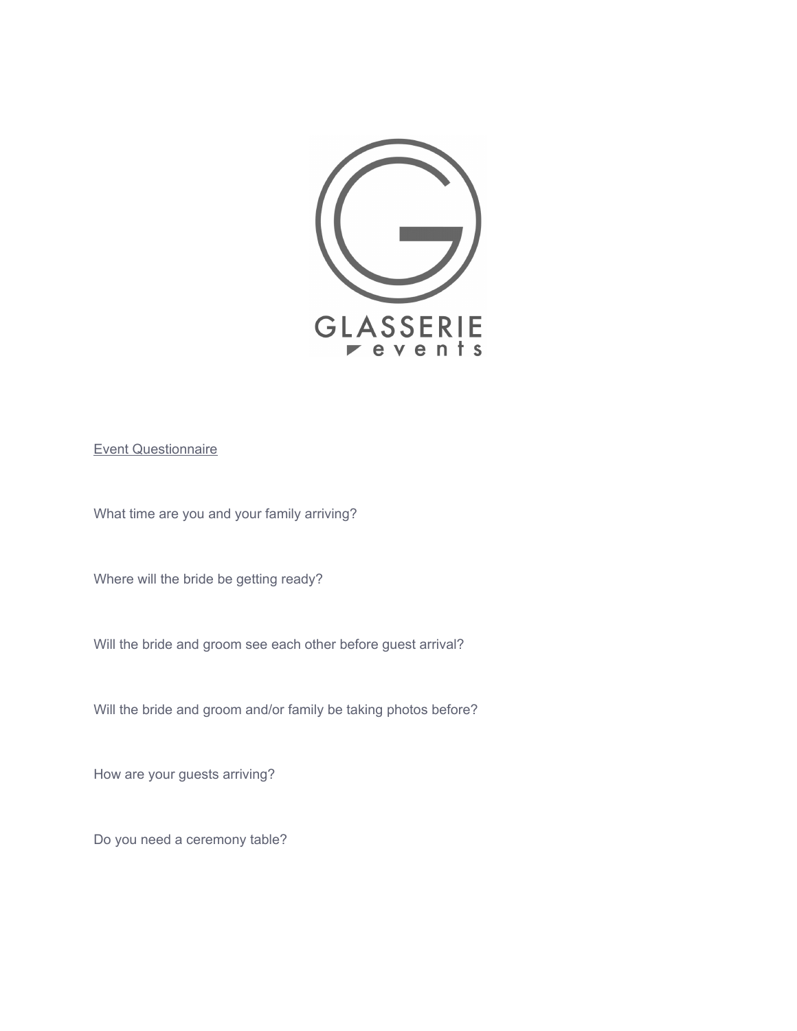GLASSERIE events

Event Questionnaire

What time are you and your family arriving?

Where will the bride be getting ready?

Will the bride and groom see each other before guest arrival?

Will the bride and groom and/or family be taking photos before?

How are your guests arriving?

Do you need a ceremony table?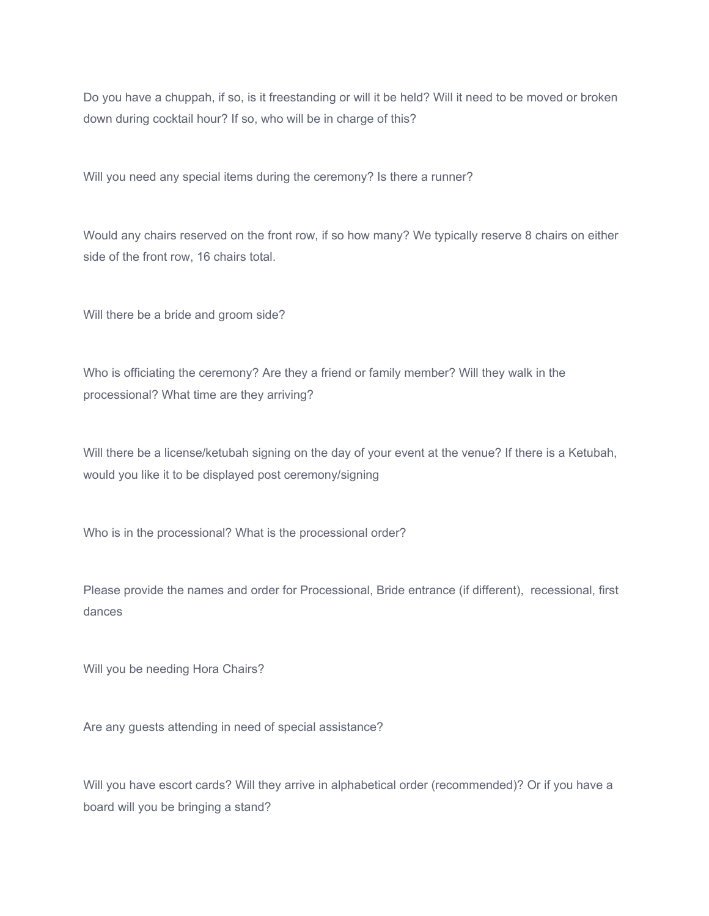Do you have a chuppah, if so, is it freestanding or will it be held? Will it need to be moved or broken down during cocktail hour? If so, who will be in charge of this?

Will you need any special items during the ceremony? Is there a runner?

Would any chairs reserved on the front row, if so how many? We typically reserve 8 chairs on either side of the front row, 16 chairs total.

Will there be a bride and groom side?

Who is officiating the ceremony? Are they a friend or family member? Will they walk in the processional? What time are they arriving?

Will there be a license/ketubah signing on the day of your event at the venue? If there is a Ketubah, would you like it to be displayed post ceremony/signing

Who is in the processional? What is the processional order?

Please provide the names and order for Processional, Bride entrance (if different), recessional, first dances

Will you be needing Hora Chairs?

Are any guests attending in need of special assistance?

Will you have escort cards? Will they arrive in alphabetical order (recommended)? Or if you have a board will you be bringing a stand?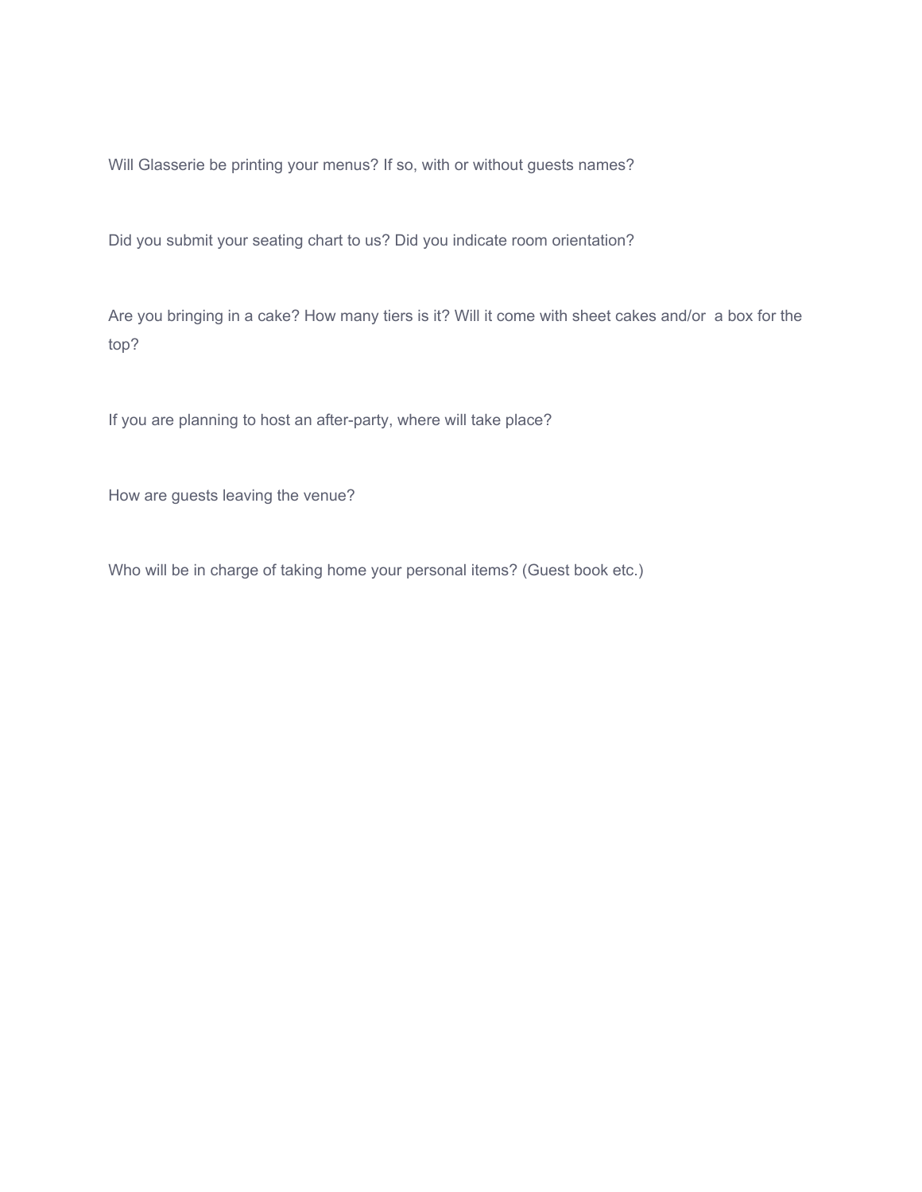Will Glasserie be printing your menus? If so, with or without guests names?

Did you submit your seating chart to us? Did you indicate room orientation?

Are you bringing in a cake? How many tiers is it? Will it come with sheet cakes and/or  a box for the top?

If you are planning to host an after-party, where will take place?

How are guests leaving the venue?

Who will be in charge of taking home your personal items? (Guest book etc.)